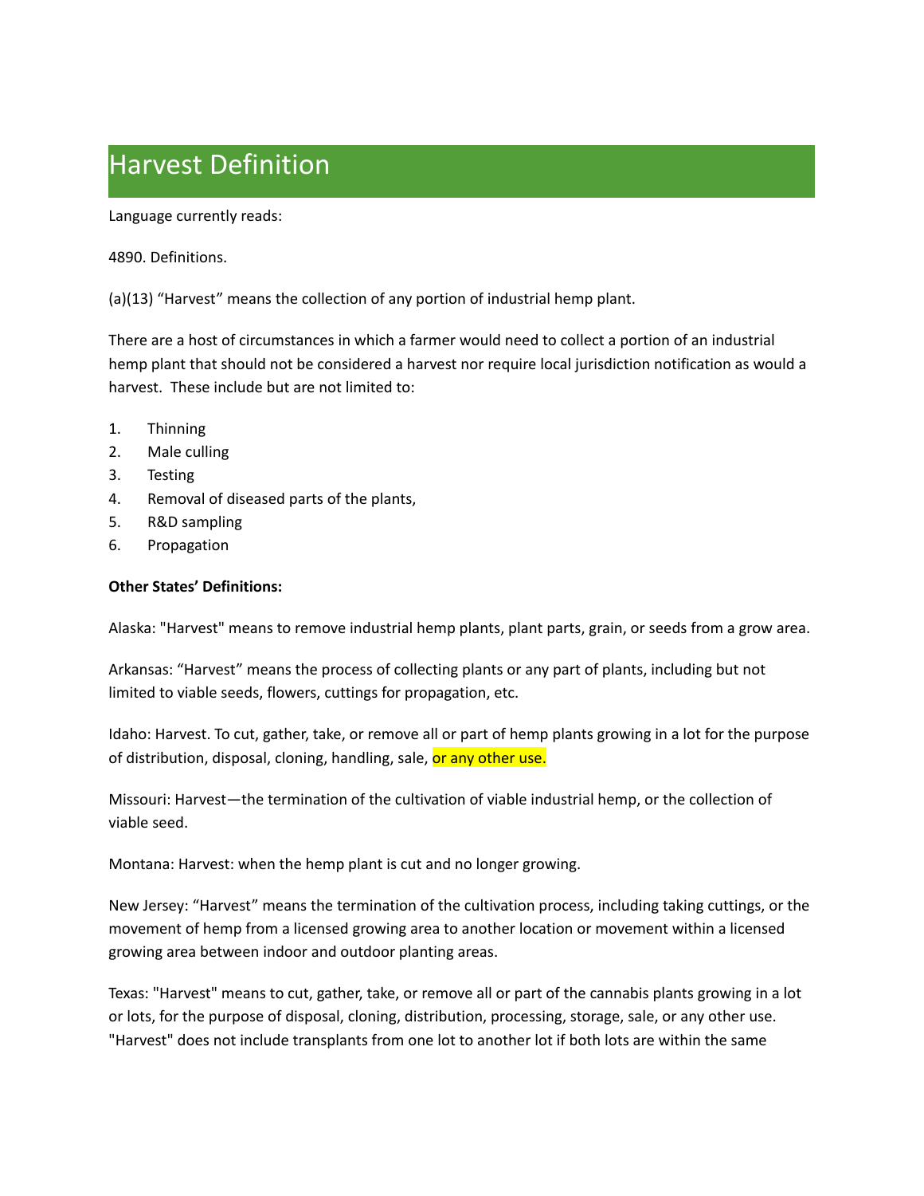# Harvest Definition

Language currently reads:

4890. Definitions.

(a)(13) “Harvest” means the collection of any portion of industrial hemp plant.

There are a host of circumstances in which a farmer would need to collect a portion of an industrial hemp plant that should not be considered a harvest nor require local jurisdiction notification as would a harvest. These include but are not limited to:

1. Thinning
2. Male culling
3. Testing
4. Removal of diseased parts of the plants,
5. R&D sampling
6. Propagation

**Other States’ Definitions:**

Alaska: "Harvest" means to remove industrial hemp plants, plant parts, grain, or seeds from a grow area.

Arkansas: “Harvest” means the process of collecting plants or any part of plants, including but not limited to viable seeds, flowers, cuttings for propagation, etc.

Idaho: Harvest. To cut, gather, take, or remove all or part of hemp plants growing in a lot for the purpose of distribution, disposal, cloning, handling, sale, or any other use.

Missouri: Harvest—the termination of the cultivation of viable industrial hemp, or the collection of viable seed.

Montana: Harvest: when the hemp plant is cut and no longer growing.

New Jersey: “Harvest” means the termination of the cultivation process, including taking cuttings, or the movement of hemp from a licensed growing area to another location or movement within a licensed growing area between indoor and outdoor planting areas.

Texas: "Harvest" means to cut, gather, take, or remove all or part of the cannabis plants growing in a lot or lots, for the purpose of disposal, cloning, distribution, processing, storage, sale, or any other use. "Harvest" does not include transplants from one lot to another lot if both lots are within the same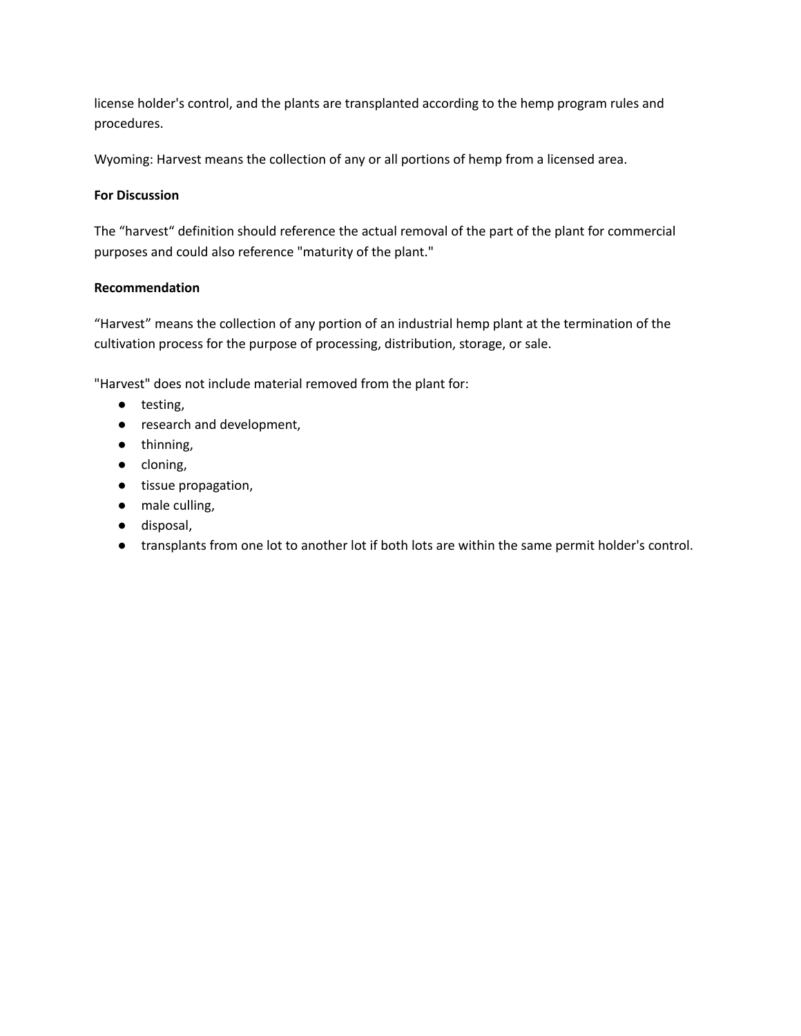license holder's control, and the plants are transplanted according to the hemp program rules and procedures.

Wyoming: Harvest means the collection of any or all portions of hemp from a licensed area.

**For Discussion**

The "harvest" definition should reference the actual removal of the part of the plant for commercial purposes and could also reference "maturity of the plant."

**Recommendation**

"Harvest" means the collection of any portion of an industrial hemp plant at the termination of the cultivation process for the purpose of processing, distribution, storage, or sale.

"Harvest" does not include material removed from the plant for:

- testing,
- research and development,
- thinning,
- cloning,
- tissue propagation,
- male culling,
- disposal,
- transplants from one lot to another lot if both lots are within the same permit holder's control.